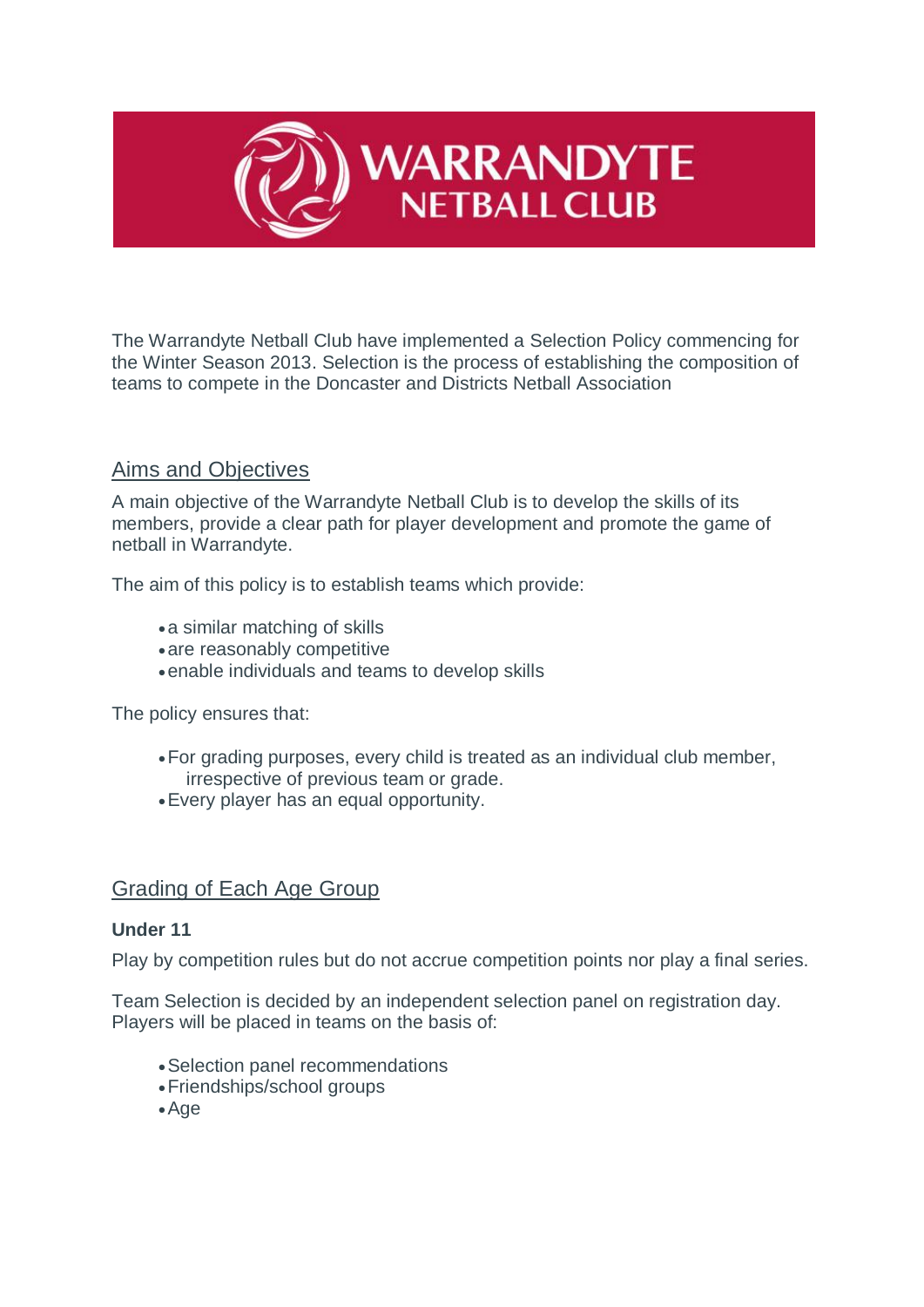# WARRANDYTE NETBALL CLUB

The Warrandyte Netball Club have implemented a Selection Policy commencing for the Winter Season 2013. Selection is the process of establishing the composition of teams to compete in the Doncaster and Districts Netball Association

## Aims and Objectives

A main objective of the Warrandyte Netball Club is to develop the skills of its members, provide a clear path for player development and promote the game of netball in Warrandyte.

The aim of this policy is to establish teams which provide:

- a similar matching of skills
- are reasonably competitive
- enable individuals and teams to develop skills

The policy ensures that:

- For grading purposes, every child is treated as an individual club member, irrespective of previous team or grade.
- Every player has an equal opportunity.

## Grading of Each Age Group

**Under 11**

Play by competition rules but do not accrue competition points nor play a final series.

Team Selection is decided by an independent selection panel on registration day. Players will be placed in teams on the basis of:

- Selection panel recommendations
- Friendships/school groups
- Age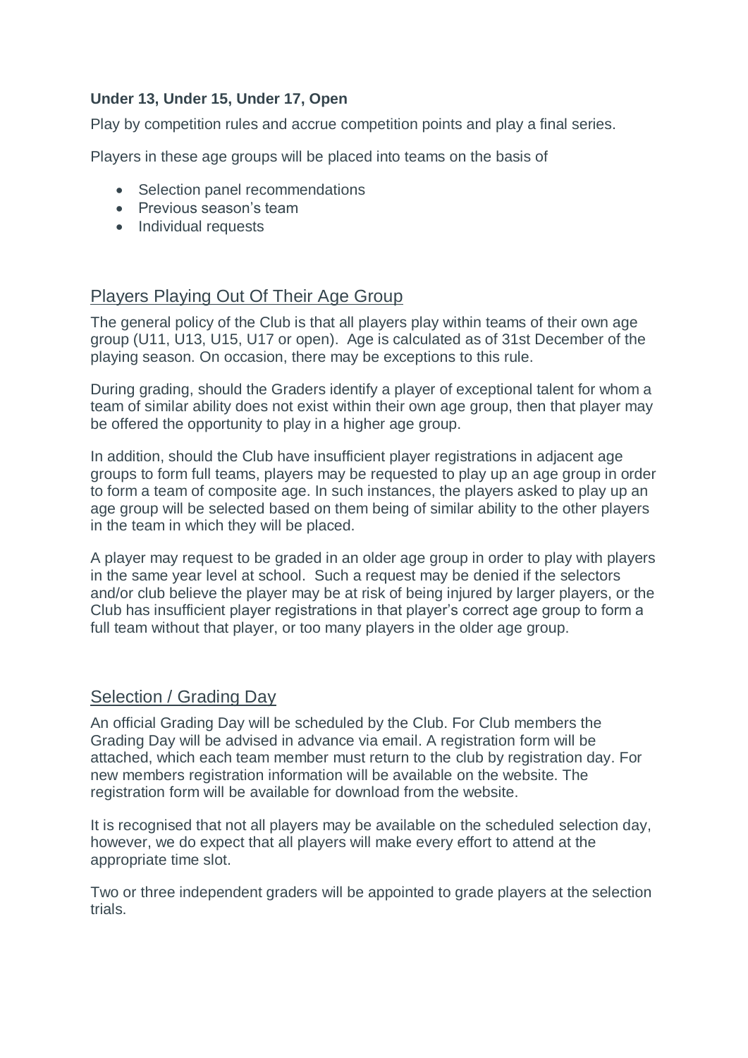**Under 13, Under 15, Under 17, Open**

Play by competition rules and accrue competition points and play a final series.

Players in these age groups will be placed into teams on the basis of

- Selection panel recommendations
- Previous season's team
- Individual requests

## Players Playing Out Of Their Age Group

The general policy of the Club is that all players play within teams of their own age group (U11, U13, U15, U17 or open). Age is calculated as of 31st December of the playing season. On occasion, there may be exceptions to this rule.

During grading, should the Graders identify a player of exceptional talent for whom a team of similar ability does not exist within their own age group, then that player may be offered the opportunity to play in a higher age group.

In addition, should the Club have insufficient player registrations in adjacent age groups to form full teams, players may be requested to play up an age group in order to form a team of composite age. In such instances, the players asked to play up an age group will be selected based on them being of similar ability to the other players in the team in which they will be placed.

A player may request to be graded in an older age group in order to play with players in the same year level at school. Such a request may be denied if the selectors and/or club believe the player may be at risk of being injured by larger players, or the Club has insufficient player registrations in that player's correct age group to form a full team without that player, or too many players in the older age group.

## Selection / Grading Day

An official Grading Day will be scheduled by the Club. For Club members the Grading Day will be advised in advance via email. A registration form will be attached, which each team member must return to the club by registration day. For new members registration information will be available on the website. The registration form will be available for download from the website.

It is recognised that not all players may be available on the scheduled selection day, however, we do expect that all players will make every effort to attend at the appropriate time slot.

Two or three independent graders will be appointed to grade players at the selection trials.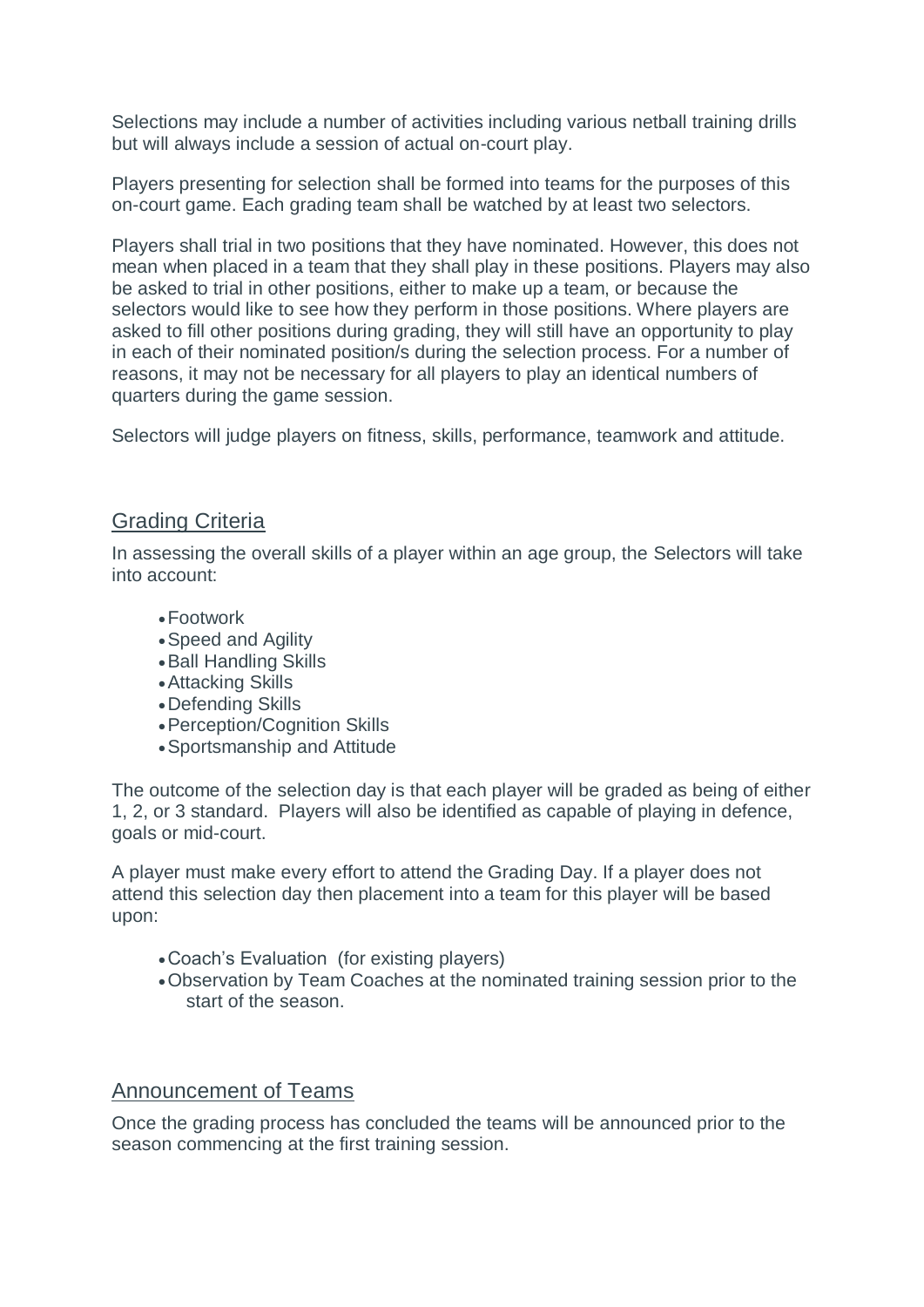Selections may include a number of activities including various netball training drills but will always include a session of actual on-court play.

Players presenting for selection shall be formed into teams for the purposes of this on-court game. Each grading team shall be watched by at least two selectors.

Players shall trial in two positions that they have nominated. However, this does not mean when placed in a team that they shall play in these positions. Players may also be asked to trial in other positions, either to make up a team, or because the selectors would like to see how they perform in those positions. Where players are asked to fill other positions during grading, they will still have an opportunity to play in each of their nominated position/s during the selection process. For a number of reasons, it may not be necessary for all players to play an identical numbers of quarters during the game session.

Selectors will judge players on fitness, skills, performance, teamwork and attitude.

## Grading Criteria

In assessing the overall skills of a player within an age group, the Selectors will take into account:

- Footwork
- Speed and Agility
- Ball Handling Skills
- Attacking Skills
- Defending Skills
- Perception/Cognition Skills
- Sportsmanship and Attitude

The outcome of the selection day is that each player will be graded as being of either 1, 2, or 3 standard. Players will also be identified as capable of playing in defence, goals or mid-court.

A player must make every effort to attend the Grading Day. If a player does not attend this selection day then placement into a team for this player will be based upon:

- Coach's Evaluation (for existing players)
- Observation by Team Coaches at the nominated training session prior to the start of the season.

## Announcement of Teams

Once the grading process has concluded the teams will be announced prior to the season commencing at the first training session.